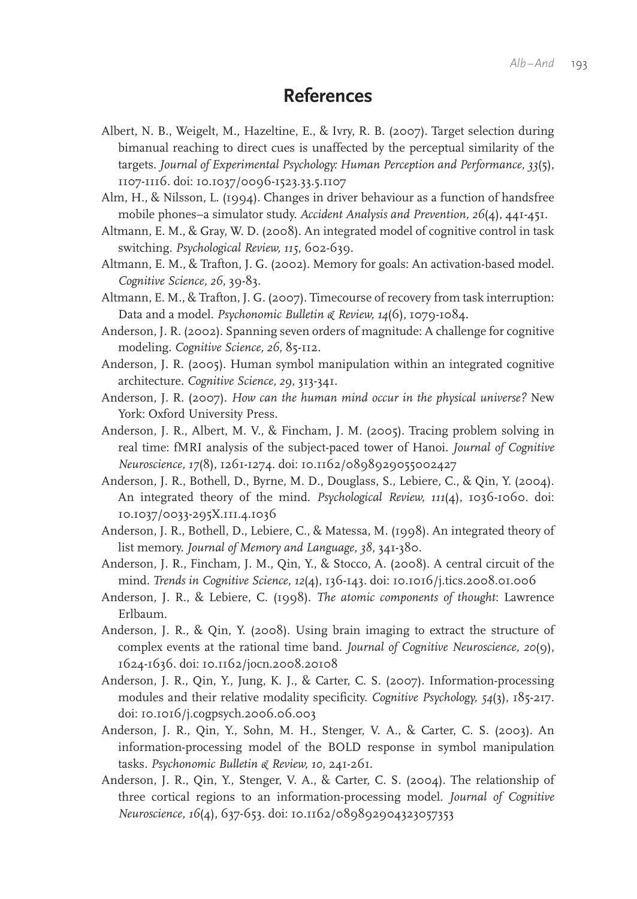# References

Albert, N. B., Weigelt, M., Hazeltine, E., & Ivry, R. B. (2007). Target selection during bimanual reaching to direct cues is unaffected by the perceptual similarity of the targets. *Journal of Experimental Psychology: Human Perception and Performance, 33*(5), 1107-1116. doi: 10.1037/0096-1523.33.5.1107

Alm, H., & Nilsson, L. (1994). Changes in driver behaviour as a function of handsfree mobile phones–a simulator study. *Accident Analysis and Prevention, 26*(4), 441-451.

Altmann, E. M., & Gray, W. D. (2008). An integrated model of cognitive control in task switching. *Psychological Review, 115*, 602-639.

Altmann, E. M., & Trafton, J. G. (2002). Memory for goals: An activation-based model. *Cognitive Science, 26*, 39-83.

Altmann, E. M., & Trafton, J. G. (2007). Timecourse of recovery from task interruption: Data and a model. *Psychonomic Bulletin & Review, 14*(6), 1079-1084.

Anderson, J. R. (2002). Spanning seven orders of magnitude: A challenge for cognitive modeling. *Cognitive Science, 26*, 85-112.

Anderson, J. R. (2005). Human symbol manipulation within an integrated cognitive architecture. *Cognitive Science, 29*, 313-341.

Anderson, J. R. (2007). *How can the human mind occur in the physical universe?* New York: Oxford University Press.

Anderson, J. R., Albert, M. V., & Fincham, J. M. (2005). Tracing problem solving in real time: fMRI analysis of the subject-paced tower of Hanoi. *Journal of Cognitive Neuroscience, 17*(8), 1261-1274. doi: 10.1162/0898929055002427

Anderson, J. R., Bothell, D., Byrne, M. D., Douglass, S., Lebiere, C., & Qin, Y. (2004). An integrated theory of the mind. *Psychological Review, 111*(4), 1036-1060. doi: 10.1037/0033-295X.111.4.1036

Anderson, J. R., Bothell, D., Lebiere, C., & Matessa, M. (1998). An integrated theory of list memory. *Journal of Memory and Language, 38*, 341-380.

Anderson, J. R., Fincham, J. M., Qin, Y., & Stocco, A. (2008). A central circuit of the mind. *Trends in Cognitive Science, 12*(4), 136-143. doi: 10.1016/j.tics.2008.01.006

Anderson, J. R., & Lebiere, C. (1998). *The atomic components of thought*: Lawrence Erlbaum.

Anderson, J. R., & Qin, Y. (2008). Using brain imaging to extract the structure of complex events at the rational time band. *Journal of Cognitive Neuroscience, 20*(9), 1624-1636. doi: 10.1162/jocn.2008.20108

Anderson, J. R., Qin, Y., Jung, K. J., & Carter, C. S. (2007). Information-processing modules and their relative modality specificity. *Cognitive Psychology, 54*(3), 185-217. doi: 10.1016/j.cogpsych.2006.06.003

Anderson, J. R., Qin, Y., Sohn, M. H., Stenger, V. A., & Carter, C. S. (2003). An information-processing model of the BOLD response in symbol manipulation tasks. *Psychonomic Bulletin & Review, 10*, 241-261.

Anderson, J. R., Qin, Y., Stenger, V. A., & Carter, C. S. (2004). The relationship of three cortical regions to an information-processing model. *Journal of Cognitive Neuroscience, 16*(4), 637-653. doi: 10.1162/089892904323057353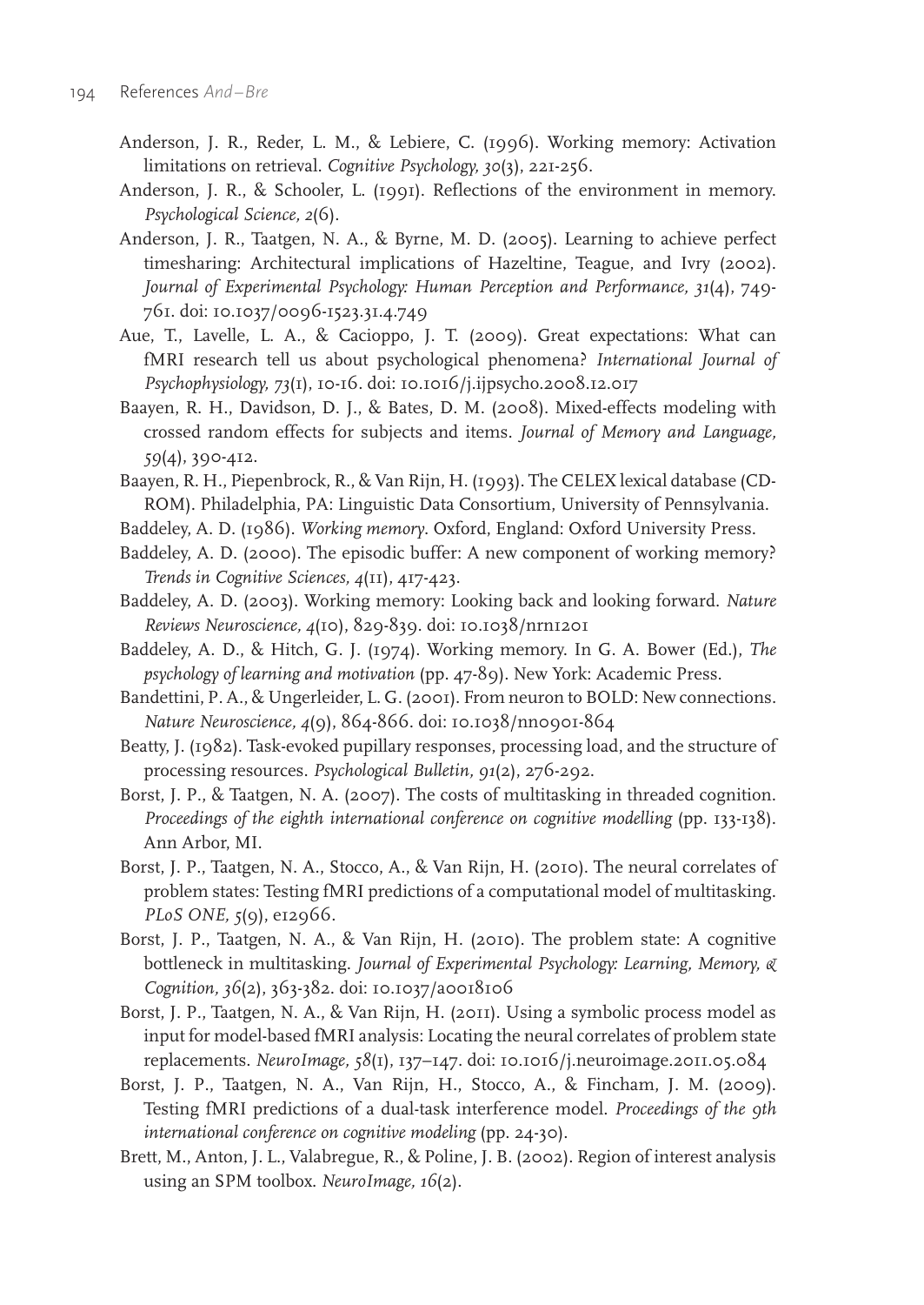Anderson, J. R., Reder, L. M., & Lebiere, C. (1996). Working memory: Activation limitations on retrieval. *Cognitive Psychology, 30*(3), 221-256.

Anderson, J. R., & Schooler, L. (1991). Reflections of the environment in memory. *Psychological Science, 2*(6).

Anderson, J. R., Taatgen, N. A., & Byrne, M. D. (2005). Learning to achieve perfect timesharing: Architectural implications of Hazeltine, Teague, and Ivry (2002). *Journal of Experimental Psychology: Human Perception and Performance, 31*(4), 749-761. doi: 10.1037/0096-1523.31.4.749

Aue, T., Lavelle, L. A., & Cacioppo, J. T. (2009). Great expectations: What can fMRI research tell us about psychological phenomena? *International Journal of Psychophysiology, 73*(1), 10-16. doi: 10.1016/j.ijpsycho.2008.12.017

Baayen, R. H., Davidson, D. J., & Bates, D. M. (2008). Mixed-effects modeling with crossed random effects for subjects and items. *Journal of Memory and Language, 59*(4), 390-412.

Baayen, R. H., Piepenbrock, R., & Van Rijn, H. (1993). The CELEX lexical database (CD-ROM). Philadelphia, PA: Linguistic Data Consortium, University of Pennsylvania.

Baddeley, A. D. (1986). *Working memory*. Oxford, England: Oxford University Press.

Baddeley, A. D. (2000). The episodic buffer: A new component of working memory? *Trends in Cognitive Sciences, 4*(11), 417-423.

Baddeley, A. D. (2003). Working memory: Looking back and looking forward. *Nature Reviews Neuroscience, 4*(10), 829-839. doi: 10.1038/nrn1201

Baddeley, A. D., & Hitch, G. J. (1974). Working memory. In G. A. Bower (Ed.), *The psychology of learning and motivation* (pp. 47-89). New York: Academic Press.

Bandettini, P. A., & Ungerleider, L. G. (2001). From neuron to BOLD: New connections. *Nature Neuroscience, 4*(9), 864-866. doi: 10.1038/nn0901-864

Beatty, J. (1982). Task-evoked pupillary responses, processing load, and the structure of processing resources. *Psychological Bulletin, 91*(2), 276-292.

Borst, J. P., & Taatgen, N. A. (2007). The costs of multitasking in threaded cognition. *Proceedings of the eighth international conference on cognitive modelling* (pp. 133-138). Ann Arbor, MI.

Borst, J. P., Taatgen, N. A., Stocco, A., & Van Rijn, H. (2010). The neural correlates of problem states: Testing fMRI predictions of a computational model of multitasking. *PLoS ONE, 5*(9), e12966.

Borst, J. P., Taatgen, N. A., & Van Rijn, H. (2010). The problem state: A cognitive bottleneck in multitasking. *Journal of Experimental Psychology: Learning, Memory, & Cognition, 36*(2), 363-382. doi: 10.1037/a0018106

Borst, J. P., Taatgen, N. A., & Van Rijn, H. (2011). Using a symbolic process model as input for model-based fMRI analysis: Locating the neural correlates of problem state replacements. *NeuroImage, 58*(1), 137–147. doi: 10.1016/j.neuroimage.2011.05.084

Borst, J. P., Taatgen, N. A., Van Rijn, H., Stocco, A., & Fincham, J. M. (2009). Testing fMRI predictions of a dual-task interference model. *Proceedings of the 9th international conference on cognitive modeling* (pp. 24-30).

Brett, M., Anton, J. L., Valabregue, R., & Poline, J. B. (2002). Region of interest analysis using an SPM toolbox. *NeuroImage, 16*(2).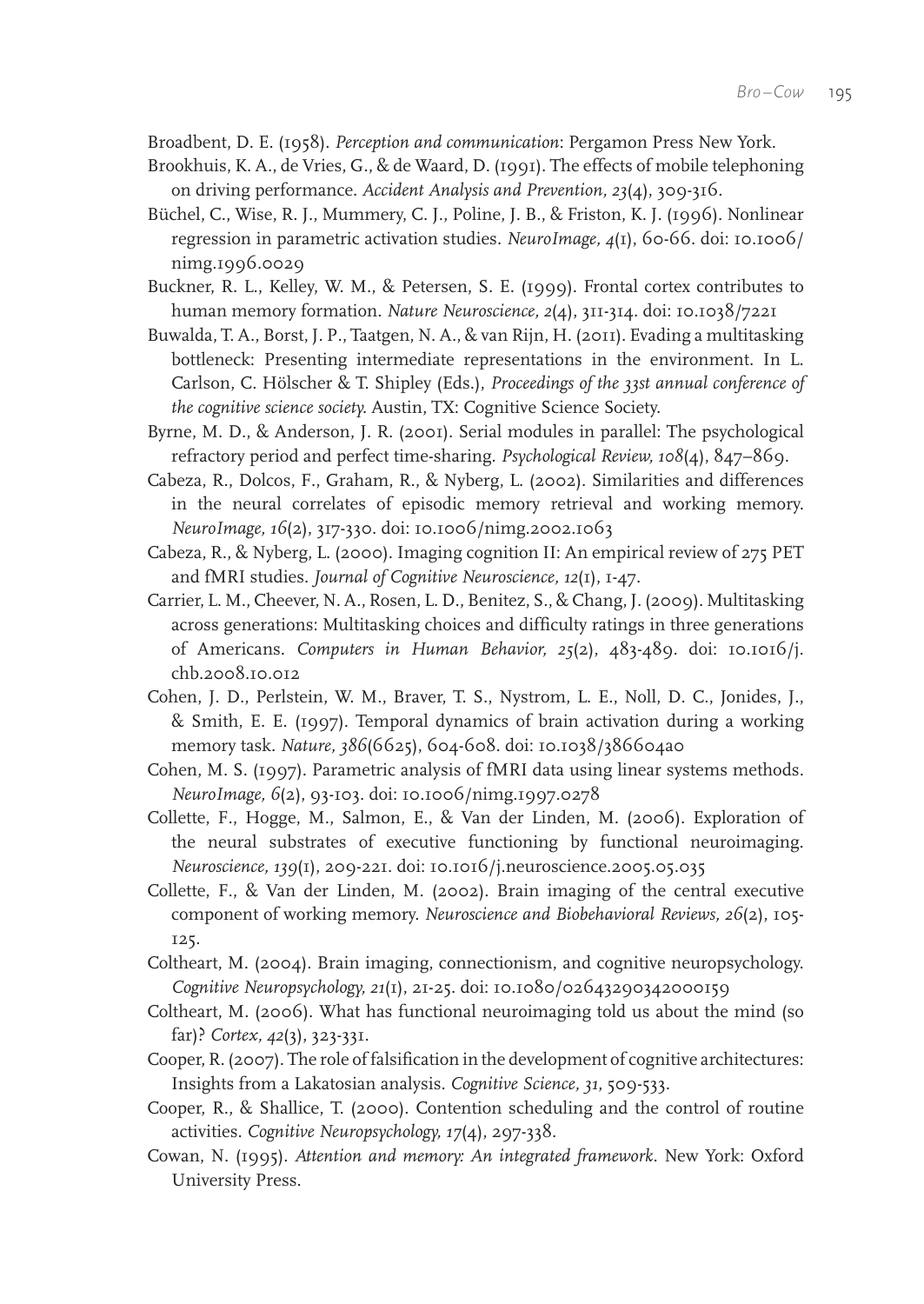Broadbent, D. E. (1958). *Perception and communication*: Pergamon Press New York.

Brookhuis, K. A., de Vries, G., & de Waard, D. (1991). The effects of mobile telephoning on driving performance. *Accident Analysis and Prevention, 23*(4), 309-316.

Büchel, C., Wise, R. J., Mummery, C. J., Poline, J. B., & Friston, K. J. (1996). Nonlinear regression in parametric activation studies. *NeuroImage, 4*(1), 60-66. doi: 10.1006/nimg.1996.0029

Buckner, R. L., Kelley, W. M., & Petersen, S. E. (1999). Frontal cortex contributes to human memory formation. *Nature Neuroscience, 2*(4), 311-314. doi: 10.1038/7221

Buwalda, T. A., Borst, J. P., Taatgen, N. A., & van Rijn, H. (2011). Evading a multitasking bottleneck: Presenting intermediate representations in the environment. In L. Carlson, C. Hölscher & T. Shipley (Eds.), *Proceedings of the 33st annual conference of the cognitive science society.* Austin, TX: Cognitive Science Society.

Byrne, M. D., & Anderson, J. R. (2001). Serial modules in parallel: The psychological refractory period and perfect time-sharing. *Psychological Review, 108*(4), 847–869.

Cabeza, R., Dolcos, F., Graham, R., & Nyberg, L. (2002). Similarities and differences in the neural correlates of episodic memory retrieval and working memory. *NeuroImage, 16*(2), 317-330. doi: 10.1006/nimg.2002.1063

Cabeza, R., & Nyberg, L. (2000). Imaging cognition II: An empirical review of 275 PET and fMRI studies. *Journal of Cognitive Neuroscience, 12*(1), 1-47.

Carrier, L. M., Cheever, N. A., Rosen, L. D., Benitez, S., & Chang, J. (2009). Multitasking across generations: Multitasking choices and difficulty ratings in three generations of Americans. *Computers in Human Behavior, 25*(2), 483-489. doi: 10.1016/j.chb.2008.10.012

Cohen, J. D., Perlstein, W. M., Braver, T. S., Nystrom, L. E., Noll, D. C., Jonides, J., & Smith, E. E. (1997). Temporal dynamics of brain activation during a working memory task. *Nature, 386*(6625), 604-608. doi: 10.1038/386604a0

Cohen, M. S. (1997). Parametric analysis of fMRI data using linear systems methods. *NeuroImage, 6*(2), 93-103. doi: 10.1006/nimg.1997.0278

Collette, F., Hogge, M., Salmon, E., & Van der Linden, M. (2006). Exploration of the neural substrates of executive functioning by functional neuroimaging. *Neuroscience, 139*(1), 209-221. doi: 10.1016/j.neuroscience.2005.05.035

Collette, F., & Van der Linden, M. (2002). Brain imaging of the central executive component of working memory. *Neuroscience and Biobehavioral Reviews, 26*(2), 105-125.

Coltheart, M. (2004). Brain imaging, connectionism, and cognitive neuropsychology. *Cognitive Neuropsychology, 21*(1), 21-25. doi: 10.1080/02643290342000159

Coltheart, M. (2006). What has functional neuroimaging told us about the mind (so far)? *Cortex, 42*(3), 323-331.

Cooper, R. (2007). The role of falsification in the development of cognitive architectures: Insights from a Lakatosian analysis. *Cognitive Science, 31*, 509-533.

Cooper, R., & Shallice, T. (2000). Contention scheduling and the control of routine activities. *Cognitive Neuropsychology, 17*(4), 297-338.

Cowan, N. (1995). *Attention and memory: An integrated framework*. New York: Oxford University Press.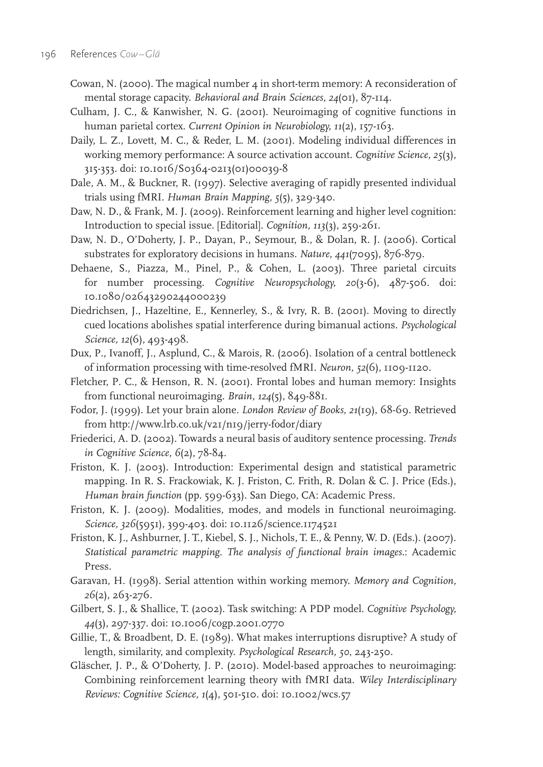Cowan, N. (2000). The magical number 4 in short-term memory: A reconsideration of mental storage capacity. *Behavioral and Brain Sciences, 24*(01), 87-114.

Culham, J. C., & Kanwisher, N. G. (2001). Neuroimaging of cognitive functions in human parietal cortex. *Current Opinion in Neurobiology, 11*(2), 157-163.

Daily, L. Z., Lovett, M. C., & Reder, L. M. (2001). Modeling individual differences in working memory performance: A source activation account. *Cognitive Science, 25*(3), 315-353. doi: 10.1016/S0364-0213(01)00039-8

Dale, A. M., & Buckner, R. (1997). Selective averaging of rapidly presented individual trials using fMRI. *Human Brain Mapping, 5*(5), 329-340.

Daw, N. D., & Frank, M. J. (2009). Reinforcement learning and higher level cognition: Introduction to special issue. [Editorial]. *Cognition, 113*(3), 259-261.

Daw, N. D., O'Doherty, J. P., Dayan, P., Seymour, B., & Dolan, R. J. (2006). Cortical substrates for exploratory decisions in humans. *Nature, 441*(7095), 876-879.

Dehaene, S., Piazza, M., Pinel, P., & Cohen, L. (2003). Three parietal circuits for number processing. *Cognitive Neuropsychology, 20*(3-6), 487-506. doi: 10.1080/02643290244000239

Diedrichsen, J., Hazeltine, E., Kennerley, S., & Ivry, R. B. (2001). Moving to directly cued locations abolishes spatial interference during bimanual actions. *Psychological Science, 12*(6), 493-498.

Dux, P., Ivanoff, J., Asplund, C., & Marois, R. (2006). Isolation of a central bottleneck of information processing with time-resolved fMRI. *Neuron, 52*(6), 1109-1120.

Fletcher, P. C., & Henson, R. N. (2001). Frontal lobes and human memory: Insights from functional neuroimaging. *Brain, 124*(5), 849-881.

Fodor, J. (1999). Let your brain alone. *London Review of Books, 21*(19), 68-69. Retrieved from http://www.lrb.co.uk/v21/n19/jerry-fodor/diary

Friederici, A. D. (2002). Towards a neural basis of auditory sentence processing. *Trends in Cognitive Science, 6*(2), 78-84.

Friston, K. J. (2003). Introduction: Experimental design and statistical parametric mapping. In R. S. Frackowiak, K. J. Friston, C. Frith, R. Dolan & C. J. Price (Eds.), *Human brain function* (pp. 599-633). San Diego, CA: Academic Press.

Friston, K. J. (2009). Modalities, modes, and models in functional neuroimaging. *Science, 326*(5951), 399-403. doi: 10.1126/science.1174521

Friston, K. J., Ashburner, J. T., Kiebel, S. J., Nichols, T. E., & Penny, W. D. (Eds.). (2007). *Statistical parametric mapping. The analysis of functional brain images.*: Academic Press.

Garavan, H. (1998). Serial attention within working memory. *Memory and Cognition, 26*(2), 263-276.

Gilbert, S. J., & Shallice, T. (2002). Task switching: A PDP model. *Cognitive Psychology, 44*(3), 297-337. doi: 10.1006/cogp.2001.0770

Gillie, T., & Broadbent, D. E. (1989). What makes interruptions disruptive? A study of length, similarity, and complexity. *Psychological Research, 50*, 243-250.

Gläscher, J. P., & O'Doherty, J. P. (2010). Model-based approaches to neuroimaging: Combining reinforcement learning theory with fMRI data. *Wiley Interdisciplinary Reviews: Cognitive Science, 1*(4), 501-510. doi: 10.1002/wcs.57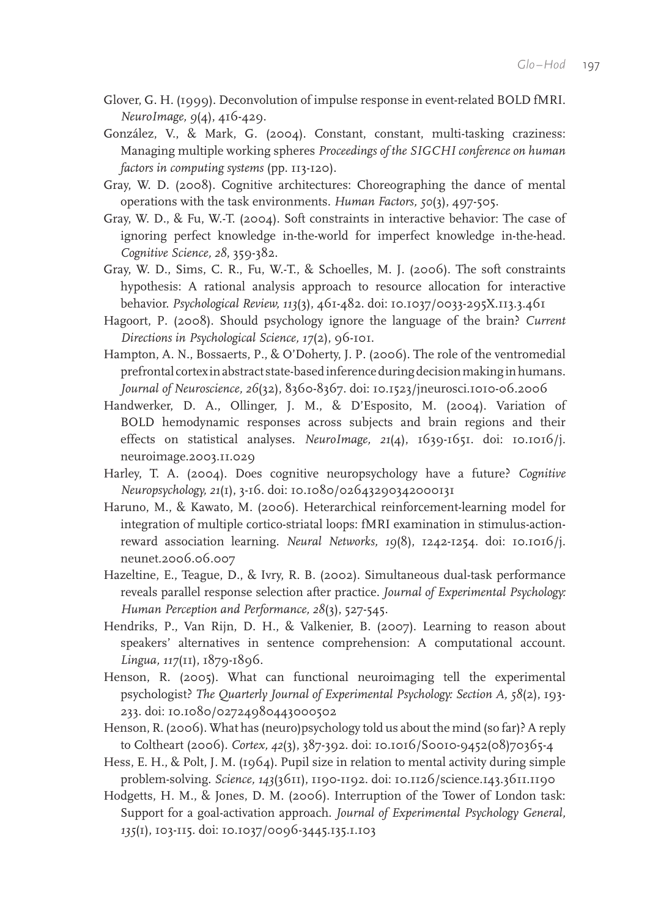Glover, G. H. (1999). Deconvolution of impulse response in event-related BOLD fMRI. *NeuroImage, 9*(4), 416-429.

González, V., & Mark, G. (2004). Constant, constant, multi-tasking craziness: Managing multiple working spheres *Proceedings of the SIGCHI conference on human factors in computing systems* (pp. 113-120).

Gray, W. D. (2008). Cognitive architectures: Choreographing the dance of mental operations with the task environments. *Human Factors, 50*(3), 497-505.

Gray, W. D., & Fu, W.-T. (2004). Soft constraints in interactive behavior: The case of ignoring perfect knowledge in-the-world for imperfect knowledge in-the-head. *Cognitive Science, 28*, 359-382.

Gray, W. D., Sims, C. R., Fu, W.-T., & Schoelles, M. J. (2006). The soft constraints hypothesis: A rational analysis approach to resource allocation for interactive behavior. *Psychological Review, 113*(3), 461-482. doi: 10.1037/0033-295X.113.3.461

Hagoort, P. (2008). Should psychology ignore the language of the brain? *Current Directions in Psychological Science, 17*(2), 96-101.

Hampton, A. N., Bossaerts, P., & O'Doherty, J. P. (2006). The role of the ventromedial prefrontal cortex in abstract state-based inference during decision making in humans. *Journal of Neuroscience, 26*(32), 8360-8367. doi: 10.1523/jneurosci.1010-06.2006

Handwerker, D. A., Ollinger, J. M., & D'Esposito, M. (2004). Variation of BOLD hemodynamic responses across subjects and brain regions and their effects on statistical analyses. *NeuroImage, 21*(4), 1639-1651. doi: 10.1016/j.neuroimage.2003.11.029

Harley, T. A. (2004). Does cognitive neuropsychology have a future? *Cognitive Neuropsychology, 21*(1), 3-16. doi: 10.1080/02643290342000131

Haruno, M., & Kawato, M. (2006). Heterarchical reinforcement-learning model for integration of multiple cortico-striatal loops: fMRI examination in stimulus-action-reward association learning. *Neural Networks, 19*(8), 1242-1254. doi: 10.1016/j.neunet.2006.06.007

Hazeltine, E., Teague, D., & Ivry, R. B. (2002). Simultaneous dual-task performance reveals parallel response selection after practice. *Journal of Experimental Psychology: Human Perception and Performance, 28*(3), 527-545.

Hendriks, P., Van Rijn, D. H., & Valkenier, B. (2007). Learning to reason about speakers' alternatives in sentence comprehension: A computational account. *Lingua, 117*(11), 1879-1896.

Henson, R. (2005). What can functional neuroimaging tell the experimental psychologist? *The Quarterly Journal of Experimental Psychology: Section A, 58*(2), 193-233. doi: 10.1080/02724980443000502

Henson, R. (2006). What has (neuro)psychology told us about the mind (so far)? A reply to Coltheart (2006). *Cortex, 42*(3), 387-392. doi: 10.1016/S0010-9452(08)70365-4

Hess, E. H., & Polt, J. M. (1964). Pupil size in relation to mental activity during simple problem-solving. *Science, 143*(3611), 1190-1192. doi: 10.1126/science.143.3611.1190

Hodgetts, H. M., & Jones, D. M. (2006). Interruption of the Tower of London task: Support for a goal-activation approach. *Journal of Experimental Psychology General, 135*(1), 103-115. doi: 10.1037/0096-3445.135.1.103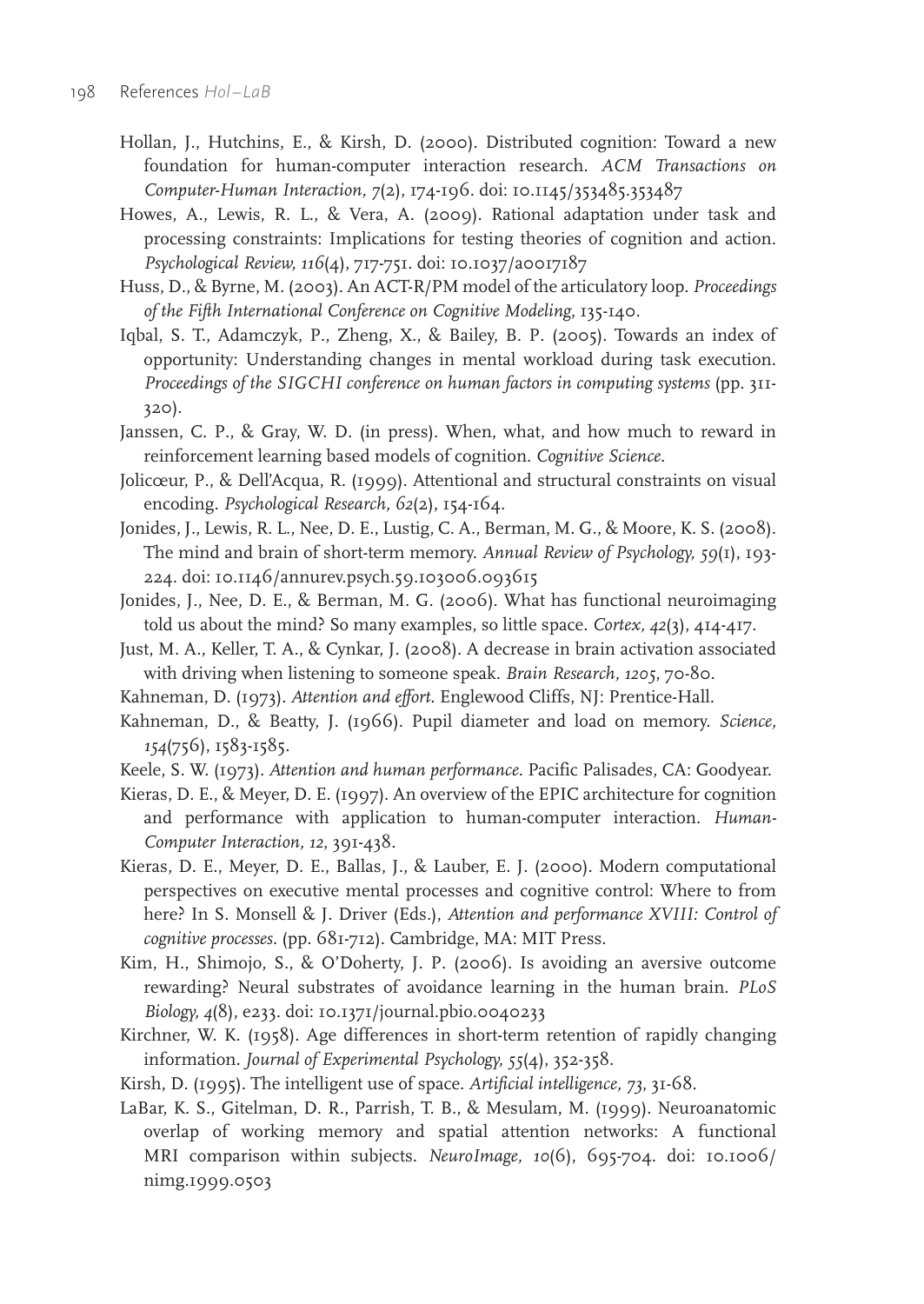Hollan, J., Hutchins, E., & Kirsh, D. (2000). Distributed cognition: Toward a new foundation for human-computer interaction research. *ACM Transactions on Computer-Human Interaction, 7*(2), 174-196. doi: 10.1145/353485.353487

Howes, A., Lewis, R. L., & Vera, A. (2009). Rational adaptation under task and processing constraints: Implications for testing theories of cognition and action. *Psychological Review, 116*(4), 717-751. doi: 10.1037/a0017187

Huss, D., & Byrne, M. (2003). An ACT-R/PM model of the articulatory loop. *Proceedings of the Fifth International Conference on Cognitive Modeling*, 135-140.

Iqbal, S. T., Adamczyk, P., Zheng, X., & Bailey, B. P. (2005). Towards an index of opportunity: Understanding changes in mental workload during task execution. *Proceedings of the SIGCHI conference on human factors in computing systems* (pp. 311-320).

Janssen, C. P., & Gray, W. D. (in press). When, what, and how much to reward in reinforcement learning based models of cognition. *Cognitive Science*.

Jolicœur, P., & Dell'Acqua, R. (1999). Attentional and structural constraints on visual encoding. *Psychological Research, 62*(2), 154-164.

Jonides, J., Lewis, R. L., Nee, D. E., Lustig, C. A., Berman, M. G., & Moore, K. S. (2008). The mind and brain of short-term memory. *Annual Review of Psychology, 59*(1), 193-224. doi: 10.1146/annurev.psych.59.103006.093615

Jonides, J., Nee, D. E., & Berman, M. G. (2006). What has functional neuroimaging told us about the mind? So many examples, so little space. *Cortex, 42*(3), 414-417.

Just, M. A., Keller, T. A., & Cynkar, J. (2008). A decrease in brain activation associated with driving when listening to someone speak. *Brain Research, 1205*, 70-80.

Kahneman, D. (1973). *Attention and effort.* Englewood Cliffs, NJ: Prentice-Hall.

Kahneman, D., & Beatty, J. (1966). Pupil diameter and load on memory. *Science, 154*(756), 1583-1585.

Keele, S. W. (1973). *Attention and human performance*. Pacific Palisades, CA: Goodyear.

Kieras, D. E., & Meyer, D. E. (1997). An overview of the EPIC architecture for cognition and performance with application to human-computer interaction. *Human-Computer Interaction, 12*, 391-438.

Kieras, D. E., Meyer, D. E., Ballas, J., & Lauber, E. J. (2000). Modern computational perspectives on executive mental processes and cognitive control: Where to from here? In S. Monsell & J. Driver (Eds.), *Attention and performance XVIII: Control of cognitive processes*. (pp. 681-712). Cambridge, MA: MIT Press.

Kim, H., Shimojo, S., & O'Doherty, J. P. (2006). Is avoiding an aversive outcome rewarding? Neural substrates of avoidance learning in the human brain. *PLoS Biology, 4*(8), e233. doi: 10.1371/journal.pbio.0040233

Kirchner, W. K. (1958). Age differences in short-term retention of rapidly changing information. *Journal of Experimental Psychology, 55*(4), 352-358.

Kirsh, D. (1995). The intelligent use of space. *Artificial intelligence, 73*, 31-68.

LaBar, K. S., Gitelman, D. R., Parrish, T. B., & Mesulam, M. (1999). Neuroanatomic overlap of working memory and spatial attention networks: A functional MRI comparison within subjects. *NeuroImage, 10*(6), 695-704. doi: 10.1006/nimg.1999.0503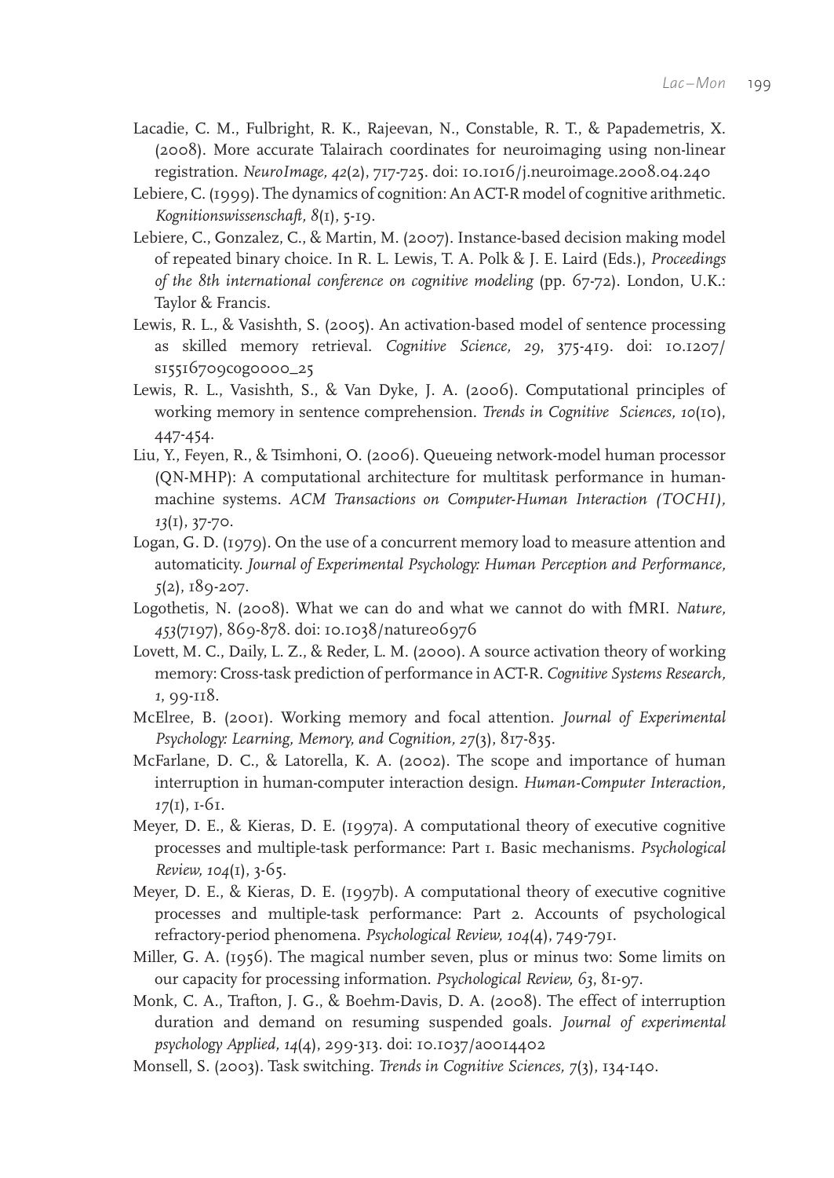Lacadie, C. M., Fulbright, R. K., Rajeevan, N., Constable, R. T., & Papademetris, X. (2008). More accurate Talairach coordinates for neuroimaging using non-linear registration. *NeuroImage, 42*(2), 717-725. doi: 10.1016/j.neuroimage.2008.04.240

Lebiere, C. (1999). The dynamics of cognition: An ACT-R model of cognitive arithmetic. *Kognitionswissenschaft, 8*(1), 5-19.

Lebiere, C., Gonzalez, C., & Martin, M. (2007). Instance-based decision making model of repeated binary choice. In R. L. Lewis, T. A. Polk & J. E. Laird (Eds.), *Proceedings of the 8th international conference on cognitive modeling* (pp. 67-72). London, U.K.: Taylor & Francis.

Lewis, R. L., & Vasishth, S. (2005). An activation-based model of sentence processing as skilled memory retrieval. *Cognitive Science, 29*, 375-419. doi: 10.1207/s15516709cog0000_25

Lewis, R. L., Vasishth, S., & Van Dyke, J. A. (2006). Computational principles of working memory in sentence comprehension. *Trends in Cognitive Sciences, 10*(10), 447-454.

Liu, Y., Feyen, R., & Tsimhoni, O. (2006). Queueing network-model human processor (QN-MHP): A computational architecture for multitask performance in human-machine systems. *ACM Transactions on Computer-Human Interaction (TOCHI), 13*(1), 37-70.

Logan, G. D. (1979). On the use of a concurrent memory load to measure attention and automaticity. *Journal of Experimental Psychology: Human Perception and Performance, 5*(2), 189-207.

Logothetis, N. (2008). What we can do and what we cannot do with fMRI. *Nature, 453*(7197), 869-878. doi: 10.1038/nature06976

Lovett, M. C., Daily, L. Z., & Reder, L. M. (2000). A source activation theory of working memory: Cross-task prediction of performance in ACT-R. *Cognitive Systems Research, 1*, 99-118.

McElree, B. (2001). Working memory and focal attention. *Journal of Experimental Psychology: Learning, Memory, and Cognition, 27*(3), 817-835.

McFarlane, D. C., & Latorella, K. A. (2002). The scope and importance of human interruption in human-computer interaction design. *Human-Computer Interaction, 17*(1), 1-61.

Meyer, D. E., & Kieras, D. E. (1997a). A computational theory of executive cognitive processes and multiple-task performance: Part 1. Basic mechanisms. *Psychological Review, 104*(1), 3-65.

Meyer, D. E., & Kieras, D. E. (1997b). A computational theory of executive cognitive processes and multiple-task performance: Part 2. Accounts of psychological refractory-period phenomena. *Psychological Review, 104*(4), 749-791.

Miller, G. A. (1956). The magical number seven, plus or minus two: Some limits on our capacity for processing information. *Psychological Review, 63*, 81-97.

Monk, C. A., Trafton, J. G., & Boehm-Davis, D. A. (2008). The effect of interruption duration and demand on resuming suspended goals. *Journal of experimental psychology Applied, 14*(4), 299-313. doi: 10.1037/a0014402

Monsell, S. (2003). Task switching. *Trends in Cognitive Sciences, 7*(3), 134-140.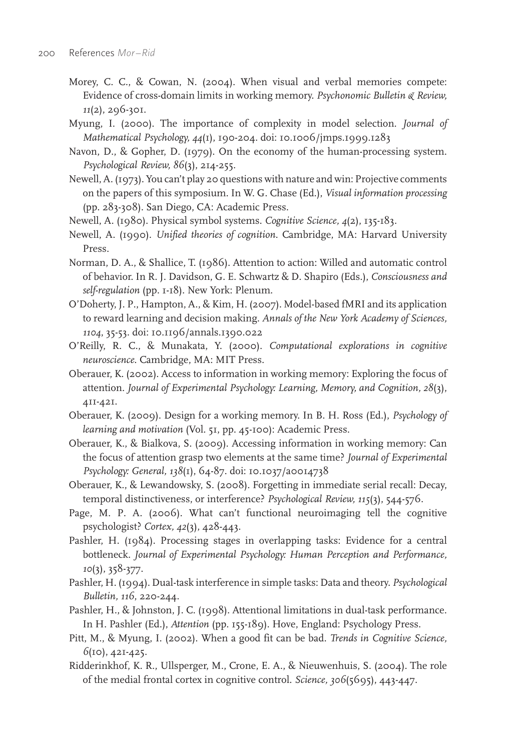Morey, C. C., & Cowan, N. (2004). When visual and verbal memories compete: Evidence of cross-domain limits in working memory. *Psychonomic Bulletin & Review, 11*(2), 296-301.

Myung, I. (2000). The importance of complexity in model selection. *Journal of Mathematical Psychology, 44*(1), 190-204. doi: 10.1006/jmps.1999.1283

Navon, D., & Gopher, D. (1979). On the economy of the human-processing system. *Psychological Review, 86*(3), 214-255.

Newell, A. (1973). You can't play 20 questions with nature and win: Projective comments on the papers of this symposium. In W. G. Chase (Ed.), *Visual information processing* (pp. 283-308). San Diego, CA: Academic Press.

Newell, A. (1980). Physical symbol systems. *Cognitive Science, 4*(2), 135-183.

Newell, A. (1990). *Unified theories of cognition*. Cambridge, MA: Harvard University Press.

Norman, D. A., & Shallice, T. (1986). Attention to action: Willed and automatic control of behavior. In R. J. Davidson, G. E. Schwartz & D. Shapiro (Eds.), *Consciousness and self-regulation* (pp. 1-18). New York: Plenum.

O'Doherty, J. P., Hampton, A., & Kim, H. (2007). Model-based fMRI and its application to reward learning and decision making. *Annals of the New York Academy of Sciences, 1104*, 35-53. doi: 10.1196/annals.1390.022

O'Reilly, R. C., & Munakata, Y. (2000). *Computational explorations in cognitive neuroscience*. Cambridge, MA: MIT Press.

Oberauer, K. (2002). Access to information in working memory: Exploring the focus of attention. *Journal of Experimental Psychology: Learning, Memory, and Cognition, 28*(3), 411-421.

Oberauer, K. (2009). Design for a working memory. In B. H. Ross (Ed.), *Psychology of learning and motivation* (Vol. 51, pp. 45-100): Academic Press.

Oberauer, K., & Bialkova, S. (2009). Accessing information in working memory: Can the focus of attention grasp two elements at the same time? *Journal of Experimental Psychology: General, 138*(1), 64-87. doi: 10.1037/a0014738

Oberauer, K., & Lewandowsky, S. (2008). Forgetting in immediate serial recall: Decay, temporal distinctiveness, or interference? *Psychological Review, 115*(3), 544-576.

Page, M. P. A. (2006). What can't functional neuroimaging tell the cognitive psychologist? *Cortex, 42*(3), 428-443.

Pashler, H. (1984). Processing stages in overlapping tasks: Evidence for a central bottleneck. *Journal of Experimental Psychology: Human Perception and Performance, 10*(3), 358-377.

Pashler, H. (1994). Dual-task interference in simple tasks: Data and theory. *Psychological Bulletin, 116*, 220-244.

Pashler, H., & Johnston, J. C. (1998). Attentional limitations in dual-task performance. In H. Pashler (Ed.), *Attention* (pp. 155-189). Hove, England: Psychology Press.

Pitt, M., & Myung, I. (2002). When a good fit can be bad. *Trends in Cognitive Science, 6*(10), 421-425.

Ridderinkhof, K. R., Ullsperger, M., Crone, E. A., & Nieuwenhuis, S. (2004). The role of the medial frontal cortex in cognitive control. *Science, 306*(5695), 443-447.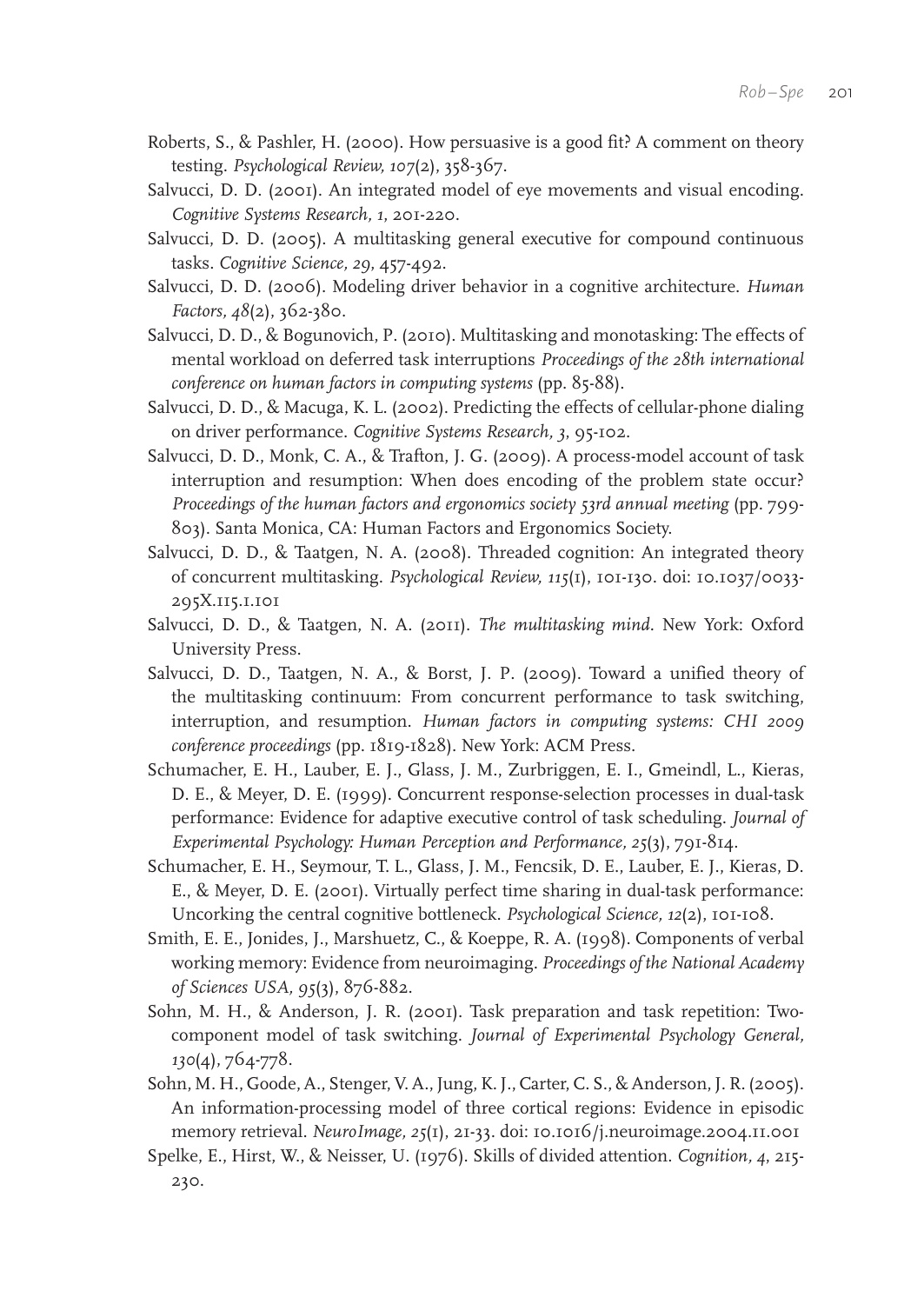Roberts, S., & Pashler, H. (2000). How persuasive is a good fit? A comment on theory testing. *Psychological Review, 107*(2), 358-367.

Salvucci, D. D. (2001). An integrated model of eye movements and visual encoding. *Cognitive Systems Research, 1*, 201-220.

Salvucci, D. D. (2005). A multitasking general executive for compound continuous tasks. *Cognitive Science, 29*, 457-492.

Salvucci, D. D. (2006). Modeling driver behavior in a cognitive architecture. *Human Factors, 48*(2), 362-380.

Salvucci, D. D., & Bogunovich, P. (2010). Multitasking and monotasking: The effects of mental workload on deferred task interruptions *Proceedings of the 28th international conference on human factors in computing systems* (pp. 85-88).

Salvucci, D. D., & Macuga, K. L. (2002). Predicting the effects of cellular-phone dialing on driver performance. *Cognitive Systems Research, 3*, 95-102.

Salvucci, D. D., Monk, C. A., & Trafton, J. G. (2009). A process-model account of task interruption and resumption: When does encoding of the problem state occur? *Proceedings of the human factors and ergonomics society 53rd annual meeting* (pp. 799-803). Santa Monica, CA: Human Factors and Ergonomics Society.

Salvucci, D. D., & Taatgen, N. A. (2008). Threaded cognition: An integrated theory of concurrent multitasking. *Psychological Review, 115*(1), 101-130. doi: 10.1037/0033-295X.115.1.101

Salvucci, D. D., & Taatgen, N. A. (2011). *The multitasking mind*. New York: Oxford University Press.

Salvucci, D. D., Taatgen, N. A., & Borst, J. P. (2009). Toward a unified theory of the multitasking continuum: From concurrent performance to task switching, interruption, and resumption. *Human factors in computing systems: CHI 2009 conference proceedings* (pp. 1819-1828). New York: ACM Press.

Schumacher, E. H., Lauber, E. J., Glass, J. M., Zurbriggen, E. I., Gmeindl, L., Kieras, D. E., & Meyer, D. E. (1999). Concurrent response-selection processes in dual-task performance: Evidence for adaptive executive control of task scheduling. *Journal of Experimental Psychology: Human Perception and Performance, 25*(3), 791-814.

Schumacher, E. H., Seymour, T. L., Glass, J. M., Fencsik, D. E., Lauber, E. J., Kieras, D. E., & Meyer, D. E. (2001). Virtually perfect time sharing in dual-task performance: Uncorking the central cognitive bottleneck. *Psychological Science, 12*(2), 101-108.

Smith, E. E., Jonides, J., Marshuetz, C., & Koeppe, R. A. (1998). Components of verbal working memory: Evidence from neuroimaging. *Proceedings of the National Academy of Sciences USA, 95*(3), 876-882.

Sohn, M. H., & Anderson, J. R. (2001). Task preparation and task repetition: Two-component model of task switching. *Journal of Experimental Psychology General, 130*(4), 764-778.

Sohn, M. H., Goode, A., Stenger, V. A., Jung, K. J., Carter, C. S., & Anderson, J. R. (2005). An information-processing model of three cortical regions: Evidence in episodic memory retrieval. *NeuroImage, 25*(1), 21-33. doi: 10.1016/j.neuroimage.2004.11.001

Spelke, E., Hirst, W., & Neisser, U. (1976). Skills of divided attention. *Cognition, 4*, 215-230.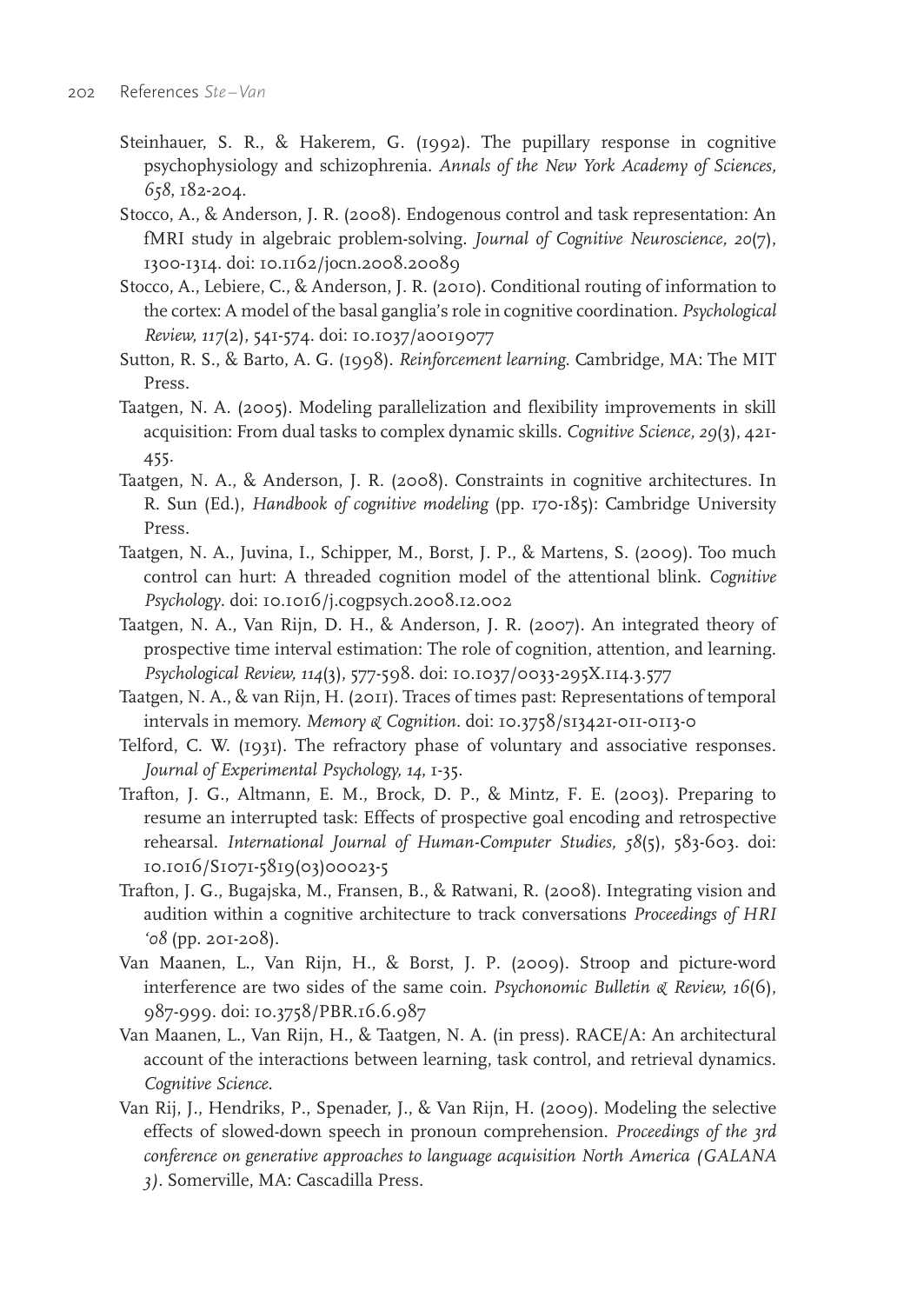Steinhauer, S. R., & Hakerem, G. (1992). The pupillary response in cognitive psychophysiology and schizophrenia. *Annals of the New York Academy of Sciences, 658*, 182-204.

Stocco, A., & Anderson, J. R. (2008). Endogenous control and task representation: An fMRI study in algebraic problem-solving. *Journal of Cognitive Neuroscience, 20*(7), 1300-1314. doi: 10.1162/jocn.2008.20089

Stocco, A., Lebiere, C., & Anderson, J. R. (2010). Conditional routing of information to the cortex: A model of the basal ganglia's role in cognitive coordination. *Psychological Review, 117*(2), 541-574. doi: 10.1037/a0019077

Sutton, R. S., & Barto, A. G. (1998). *Reinforcement learning*. Cambridge, MA: The MIT Press.

Taatgen, N. A. (2005). Modeling parallelization and flexibility improvements in skill acquisition: From dual tasks to complex dynamic skills. *Cognitive Science, 29*(3), 421-455.

Taatgen, N. A., & Anderson, J. R. (2008). Constraints in cognitive architectures. In R. Sun (Ed.), *Handbook of cognitive modeling* (pp. 170-185): Cambridge University Press.

Taatgen, N. A., Juvina, I., Schipper, M., Borst, J. P., & Martens, S. (2009). Too much control can hurt: A threaded cognition model of the attentional blink. *Cognitive Psychology*. doi: 10.1016/j.cogpsych.2008.12.002

Taatgen, N. A., Van Rijn, D. H., & Anderson, J. R. (2007). An integrated theory of prospective time interval estimation: The role of cognition, attention, and learning. *Psychological Review, 114*(3), 577-598. doi: 10.1037/0033-295X.114.3.577

Taatgen, N. A., & van Rijn, H. (2011). Traces of times past: Representations of temporal intervals in memory. *Memory & Cognition*. doi: 10.3758/s13421-011-0113-0

Telford, C. W. (1931). The refractory phase of voluntary and associative responses. *Journal of Experimental Psychology, 14*, 1-35.

Trafton, J. G., Altmann, E. M., Brock, D. P., & Mintz, F. E. (2003). Preparing to resume an interrupted task: Effects of prospective goal encoding and retrospective rehearsal. *International Journal of Human-Computer Studies, 58*(5), 583-603. doi: 10.1016/S1071-5819(03)00023-5

Trafton, J. G., Bugajska, M., Fransen, B., & Ratwani, R. (2008). Integrating vision and audition within a cognitive architecture to track conversations *Proceedings of HRI '08* (pp. 201-208).

Van Maanen, L., Van Rijn, H., & Borst, J. P. (2009). Stroop and picture-word interference are two sides of the same coin. *Psychonomic Bulletin & Review, 16*(6), 987-999. doi: 10.3758/PBR.16.6.987

Van Maanen, L., Van Rijn, H., & Taatgen, N. A. (in press). RACE/A: An architectural account of the interactions between learning, task control, and retrieval dynamics. *Cognitive Science*.

Van Rij, J., Hendriks, P., Spenader, J., & Van Rijn, H. (2009). Modeling the selective effects of slowed-down speech in pronoun comprehension. *Proceedings of the 3rd conference on generative approaches to language acquisition North America (GALANA 3)*. Somerville, MA: Cascadilla Press.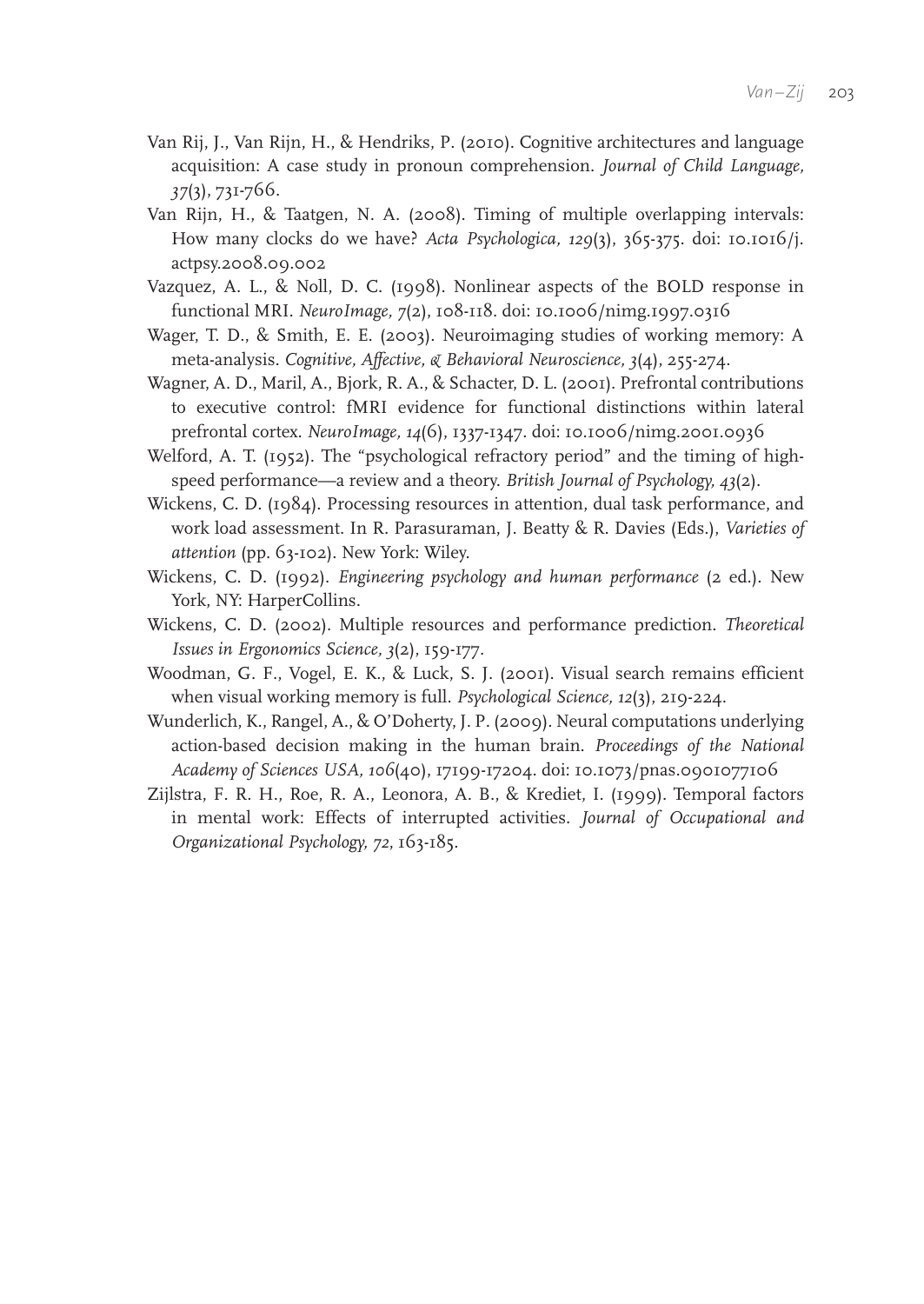Van Rij, J., Van Rijn, H., & Hendriks, P. (2010). Cognitive architectures and language acquisition: A case study in pronoun comprehension. *Journal of Child Language, 37*(3), 731-766.

Van Rijn, H., & Taatgen, N. A. (2008). Timing of multiple overlapping intervals: How many clocks do we have? *Acta Psychologica, 129*(3), 365-375. doi: 10.1016/j.actpsy.2008.09.002

Vazquez, A. L., & Noll, D. C. (1998). Nonlinear aspects of the BOLD response in functional MRI. *NeuroImage, 7*(2), 108-118. doi: 10.1006/nimg.1997.0316

Wager, T. D., & Smith, E. E. (2003). Neuroimaging studies of working memory: A meta-analysis. *Cognitive, Affective, & Behavioral Neuroscience, 3*(4), 255-274.

Wagner, A. D., Maril, A., Bjork, R. A., & Schacter, D. L. (2001). Prefrontal contributions to executive control: fMRI evidence for functional distinctions within lateral prefrontal cortex. *NeuroImage, 14*(6), 1337-1347. doi: 10.1006/nimg.2001.0936

Welford, A. T. (1952). The "psychological refractory period" and the timing of high-speed performance—a review and a theory. *British Journal of Psychology, 43*(2).

Wickens, C. D. (1984). Processing resources in attention, dual task performance, and work load assessment. In R. Parasuraman, J. Beatty & R. Davies (Eds.), *Varieties of attention* (pp. 63-102). New York: Wiley.

Wickens, C. D. (1992). *Engineering psychology and human performance* (2 ed.). New York, NY: HarperCollins.

Wickens, C. D. (2002). Multiple resources and performance prediction. *Theoretical Issues in Ergonomics Science, 3*(2), 159-177.

Woodman, G. F., Vogel, E. K., & Luck, S. J. (2001). Visual search remains efficient when visual working memory is full. *Psychological Science, 12*(3), 219-224.

Wunderlich, K., Rangel, A., & O'Doherty, J. P. (2009). Neural computations underlying action-based decision making in the human brain. *Proceedings of the National Academy of Sciences USA, 106*(40), 17199-17204. doi: 10.1073/pnas.0901077106

Zijlstra, F. R. H., Roe, R. A., Leonora, A. B., & Krediet, I. (1999). Temporal factors in mental work: Effects of interrupted activities. *Journal of Occupational and Organizational Psychology, 72*, 163-185.